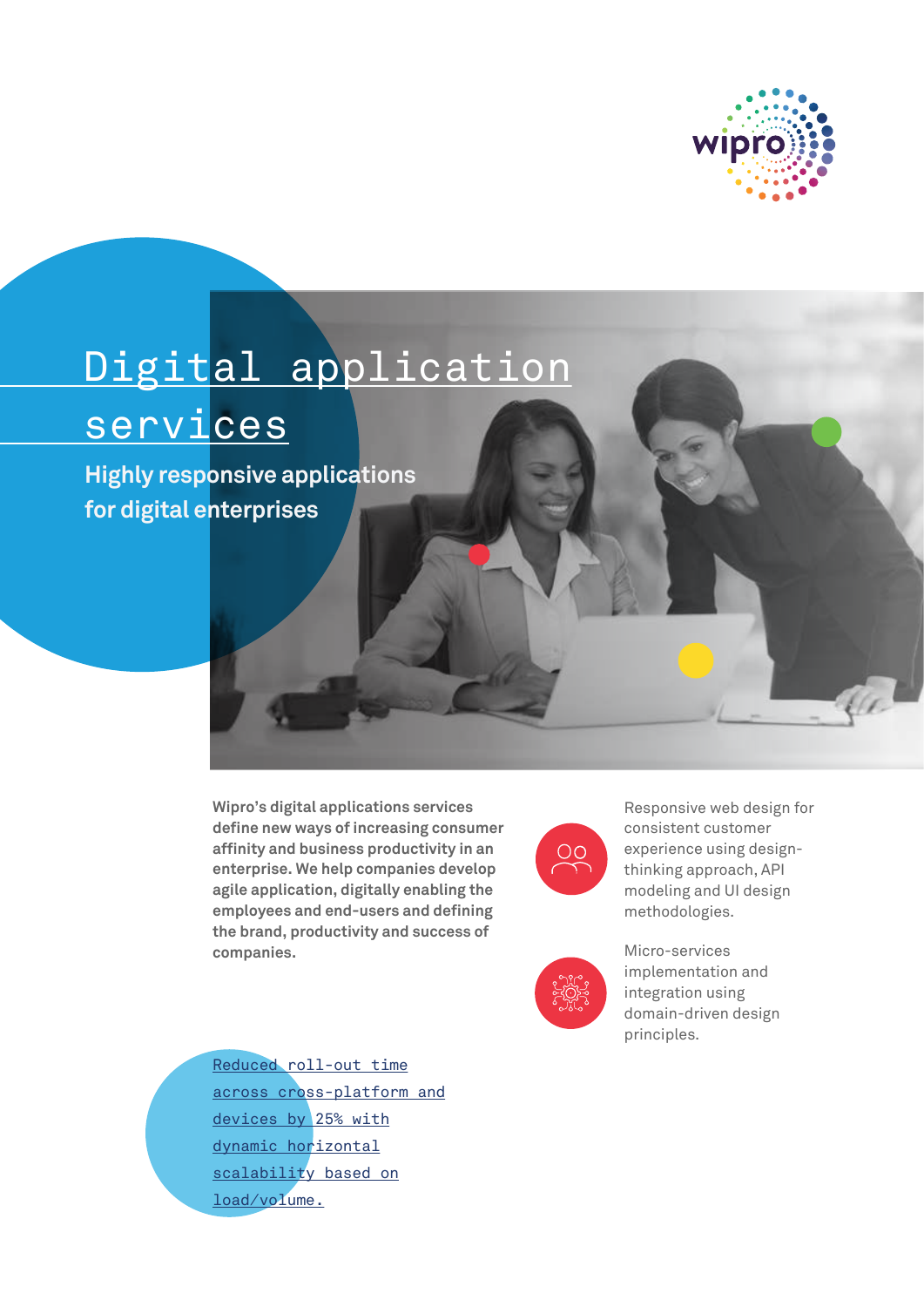# Digital application services

## Highly responsive applications for digital enterprises

**Wipro's digital applications services define new ways of increasing consumer affinity and business productivity in an enterprise. We help companies develop agile application, digitally enabling the employees and end-users and defining the brand, productivity and success of companies.**

Responsive web design for consistent customer experience using design-thinking approach, API modeling and UI design methodologies.

Micro-services implementation and integration using domain-driven design principles.

Reduced roll-out time across cross-platform and devices by 25% with dynamic horizontal scalability based on load/volume.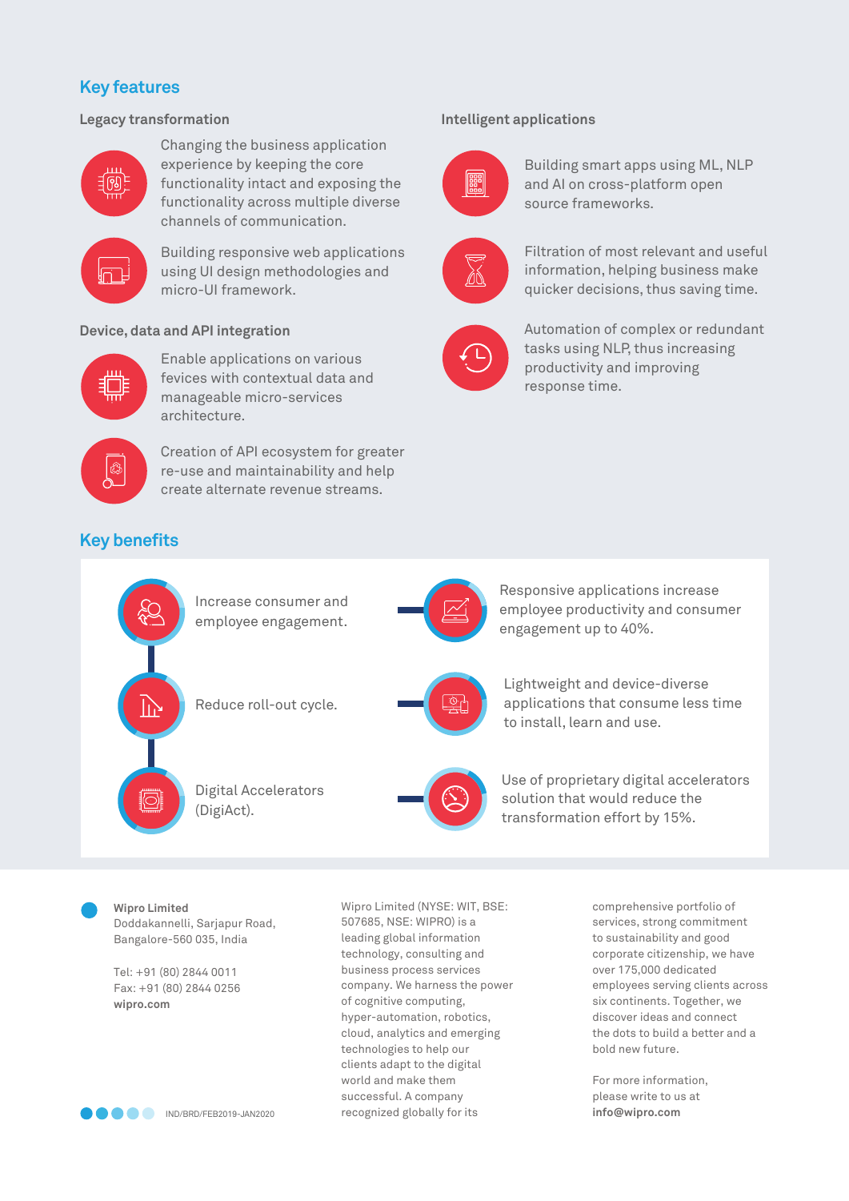## Key features

### Legacy transformation

Changing the business application experience by keeping the core functionality intact and exposing the functionality across multiple diverse channels of communication.

Building responsive web applications using UI design methodologies and micro-UI framework.

### Device, data and API integration

Enable applications on various fevices with contextual data and manageable micro-services architecture.

Creation of API ecosystem for greater re-use and maintainability and help create alternate revenue streams.

### Intelligent applications

Building smart apps using ML, NLP and AI on cross-platform open source frameworks.

Filtration of most relevant and useful information, helping business make quicker decisions, thus saving time.

Automation of complex or redundant tasks using NLP, thus increasing productivity and improving response time.

## Key benefits

Increase consumer and employee engagement.

Responsive applications increase employee productivity and consumer engagement up to 40%.

Reduce roll-out cycle.

Lightweight and device-diverse applications that consume less time to install, learn and use.

Digital Accelerators (DigiAct).

Use of proprietary digital accelerators solution that would reduce the transformation effort by 15%.

**Wipro Limited**
Doddakannelli, Sarjapur Road,
Bangalore-560 035, India

Tel: +91 (80) 2844 0011
Fax: +91 (80) 2844 0256
**wipro.com**

Wipro Limited (NYSE: WIT, BSE: 507685, NSE: WIPRO) is a leading global information technology, consulting and business process services company. We harness the power of cognitive computing, hyper-automation, robotics, cloud, analytics and emerging technologies to help our clients adapt to the digital world and make them successful. A company recognized globally for its comprehensive portfolio of services, strong commitment to sustainability and good corporate citizenship, we have over 175,000 dedicated employees serving clients across six continents. Together, we discover ideas and connect the dots to build a better and a bold new future.

For more information, please write to us at **info@wipro.com**

IND/BRD/FEB2019-JAN2020